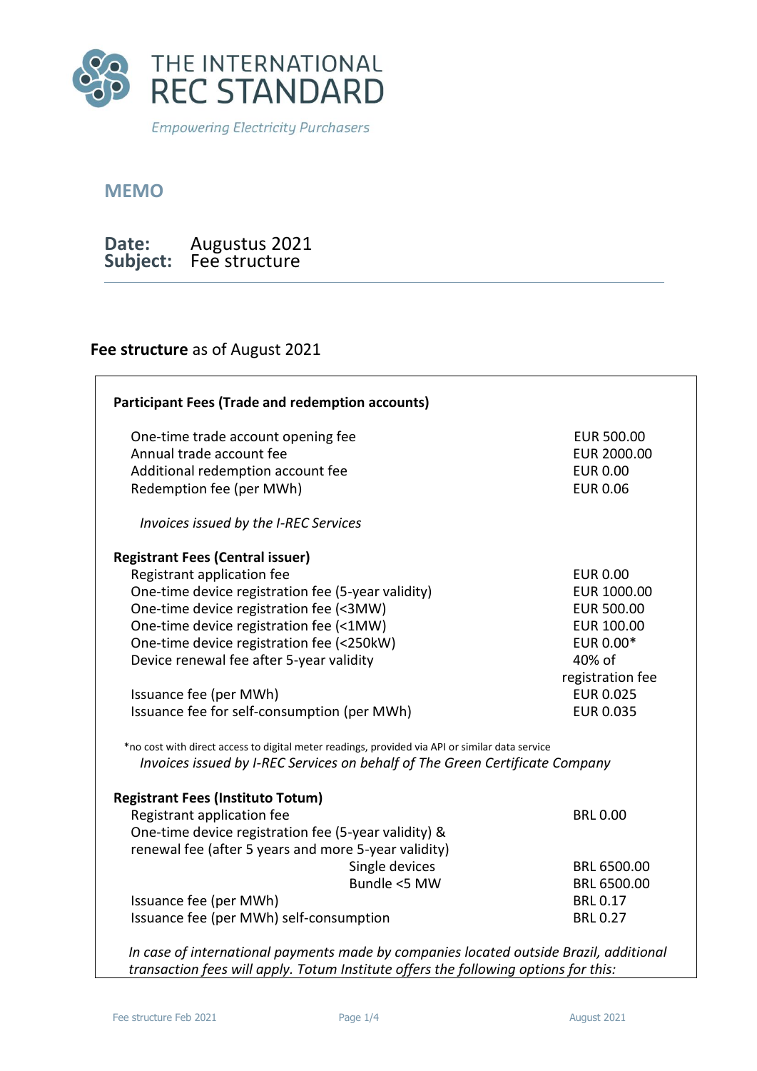THE INTERNATIONAL REC STANDARD

*Empowering Electricity Purchasers*

## MEMO

**Date:** Augustus 2021
**Subject:** Fee structure

### **Fee structure** as of August 2021

**Participant Fees (Trade and redemption accounts)**

| | |
|---|---|
| One-time trade account opening fee | EUR 500.00 |
| Annual trade account fee | EUR 2000.00 |
| Additional redemption account fee | EUR 0.00 |
| Redemption fee (per MWh) | EUR 0.06 |

*Invoices issued by the I-REC Services*

**Registrant Fees (Central issuer)**

| | |
|---|---|
| Registrant application fee | EUR 0.00 |
| One-time device registration fee (5-year validity) | EUR 1000.00 |
| One-time device registration fee (<3MW) | EUR 500.00 |
| One-time device registration fee (<1MW) | EUR 100.00 |
| One-time device registration fee (<250kW) | EUR 0.00* |
| Device renewal fee after 5-year validity | 40% of registration fee |
| Issuance fee (per MWh) | EUR 0.025 |
| Issuance fee for self-consumption (per MWh) | EUR 0.035 |

*no cost with direct access to digital meter readings, provided via API or similar data service

*Invoices issued by I-REC Services on behalf of The Green Certificate Company*

**Registrant Fees (Instituto Totum)**

| | | |
|---|---|---|
| Registrant application fee | | BRL 0.00 |
| One-time device registration fee (5-year validity) & renewal fee (after 5 years and more 5-year validity) | | |
| | Single devices | BRL 6500.00 |
| | Bundle <5 MW | BRL 6500.00 |
| Issuance fee (per MWh) | | BRL 0.17 |
| Issuance fee (per MWh) self-consumption | | BRL 0.27 |

*In case of international payments made by companies located outside Brazil, additional transaction fees will apply. Totum Institute offers the following options for this:*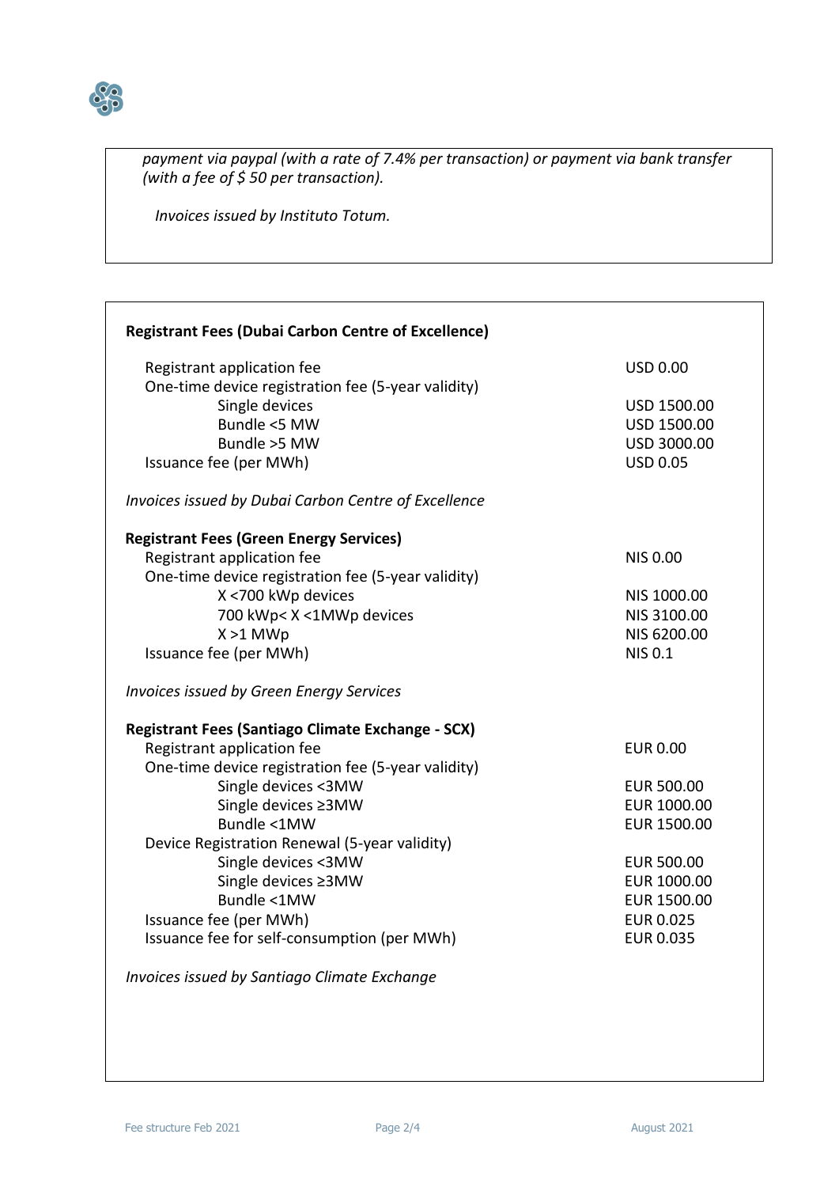*payment via paypal (with a rate of 7.4% per transaction) or payment via bank transfer (with a fee of $ 50 per transaction).*

*Invoices issued by Instituto Totum.*

**Registrant Fees (Dubai Carbon Centre of Excellence)**

| | |
|---|---|
| Registrant application fee | USD 0.00 |
| One-time device registration fee (5-year validity) | |
| Single devices | USD 1500.00 |
| Bundle <5 MW | USD 1500.00 |
| Bundle >5 MW | USD 3000.00 |
| Issuance fee (per MWh) | USD 0.05 |

*Invoices issued by Dubai Carbon Centre of Excellence*

**Registrant Fees (Green Energy Services)**

| | |
|---|---|
| Registrant application fee | NIS 0.00 |
| One-time device registration fee (5-year validity) | |
| X <700 kWp devices | NIS 1000.00 |
| 700 kWp< X <1MWp devices | NIS 3100.00 |
| X >1 MWp | NIS 6200.00 |
| Issuance fee (per MWh) | NIS 0.1 |

*Invoices issued by Green Energy Services*

**Registrant Fees (Santiago Climate Exchange - SCX)**

| | |
|---|---|
| Registrant application fee | EUR 0.00 |
| One-time device registration fee (5-year validity) | |
| Single devices <3MW | EUR 500.00 |
| Single devices ≥3MW | EUR 1000.00 |
| Bundle <1MW | EUR 1500.00 |
| Device Registration Renewal (5-year validity) | |
| Single devices <3MW | EUR 500.00 |
| Single devices ≥3MW | EUR 1000.00 |
| Bundle <1MW | EUR 1500.00 |
| Issuance fee (per MWh) | EUR 0.025 |
| Issuance fee for self-consumption (per MWh) | EUR 0.035 |

*Invoices issued by Santiago Climate Exchange*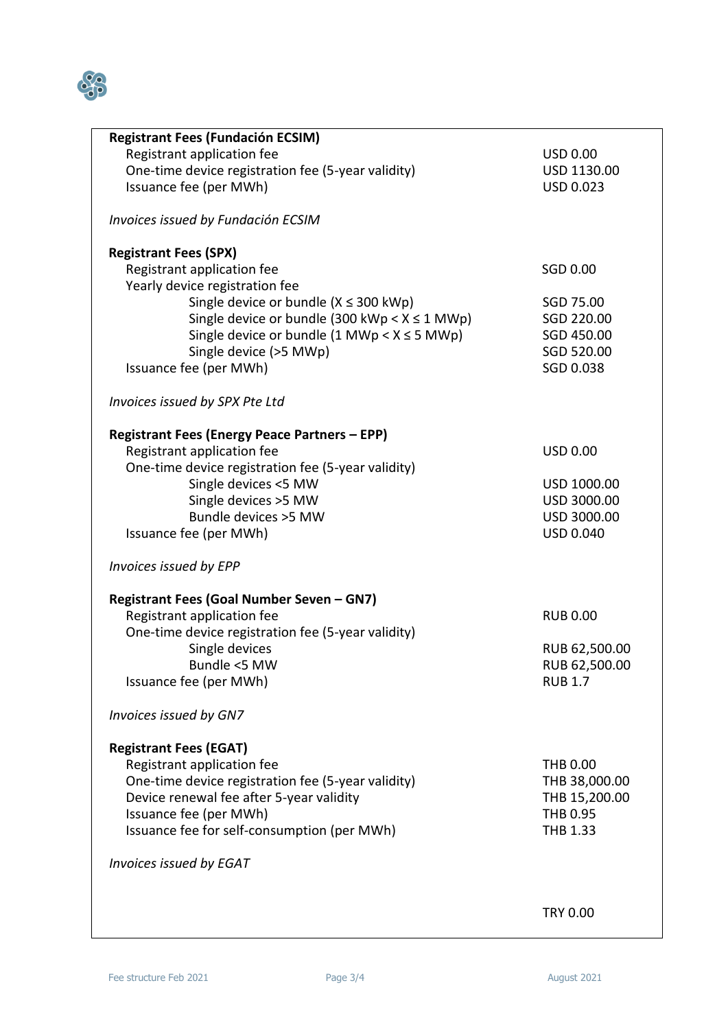| | |
|---|---|
| **Registrant Fees (Fundación ECSIM)** | |
| Registrant application fee | USD 0.00 |
| One-time device registration fee (5-year validity) | USD 1130.00 |
| Issuance fee (per MWh) | USD 0.023 |
| *Invoices issued by Fundación ECSIM* | |
| **Registrant Fees (SPX)** | |
| Registrant application fee | SGD 0.00 |
| Yearly device registration fee | |
| Single device or bundle (X ≤ 300 kWp) | SGD 75.00 |
| Single device or bundle (300 kWp < X ≤ 1 MWp) | SGD 220.00 |
| Single device or bundle (1 MWp < X ≤ 5 MWp) | SGD 450.00 |
| Single device (>5 MWp) | SGD 520.00 |
| Issuance fee (per MWh) | SGD 0.038 |
| *Invoices issued by SPX Pte Ltd* | |
| **Registrant Fees (Energy Peace Partners – EPP)** | |
| Registrant application fee | USD 0.00 |
| One-time device registration fee (5-year validity) | |
| Single devices <5 MW | USD 1000.00 |
| Single devices >5 MW | USD 3000.00 |
| Bundle devices >5 MW | USD 3000.00 |
| Issuance fee (per MWh) | USD 0.040 |
| *Invoices issued by EPP* | |
| **Registrant Fees (Goal Number Seven – GN7)** | |
| Registrant application fee | RUB 0.00 |
| One-time device registration fee (5-year validity) | |
| Single devices | RUB 62,500.00 |
| Bundle <5 MW | RUB 62,500.00 |
| Issuance fee (per MWh) | RUB 1.7 |
| *Invoices issued by GN7* | |
| **Registrant Fees (EGAT)** | |
| Registrant application fee | THB 0.00 |
| One-time device registration fee (5-year validity) | THB 38,000.00 |
| Device renewal fee after 5-year validity | THB 15,200.00 |
| Issuance fee (per MWh) | THB 0.95 |
| Issuance fee for self-consumption (per MWh) | THB 1.33 |
| *Invoices issued by EGAT* | |
| | TRY 0.00 |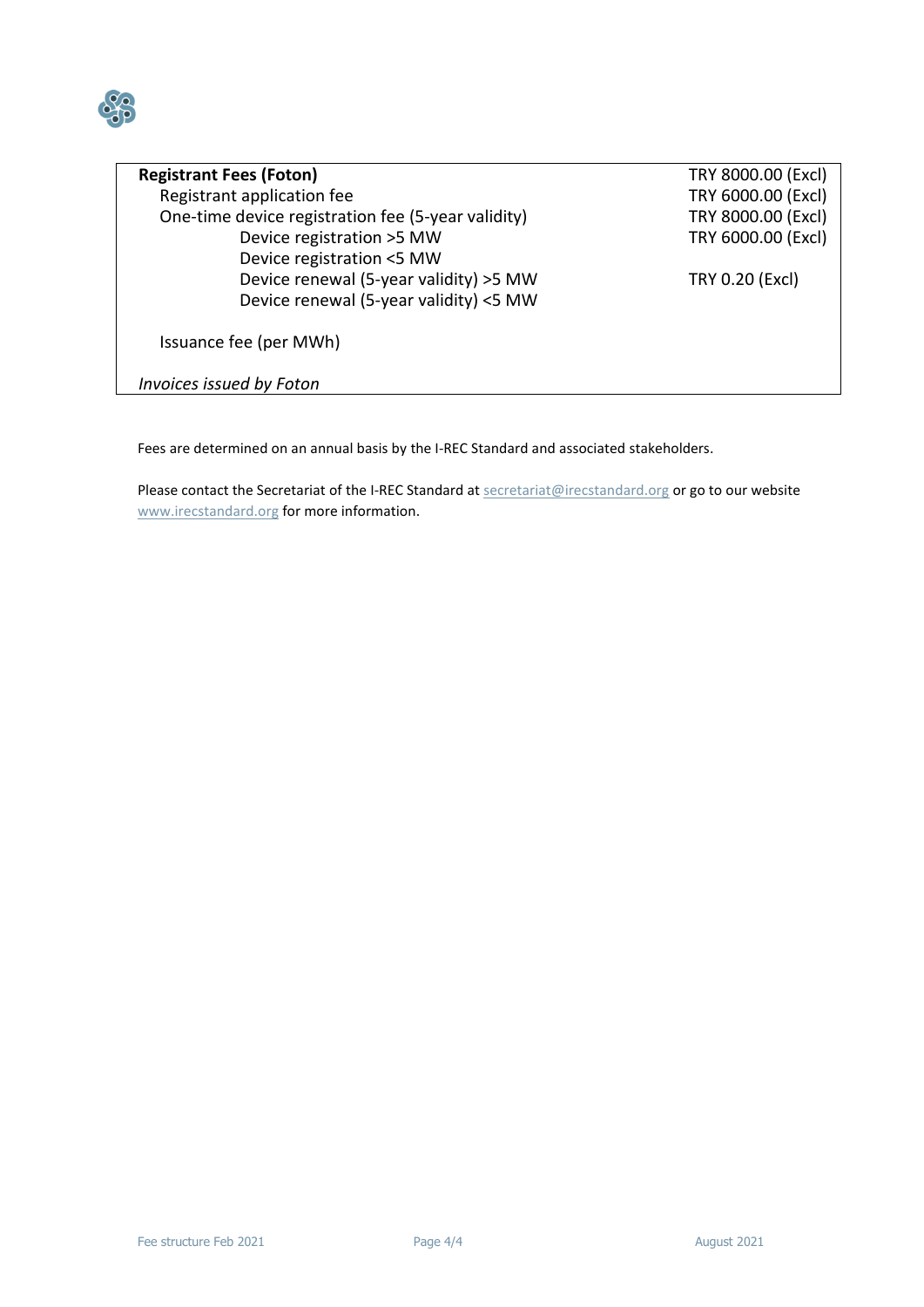| | |
|---|---|
| **Registrant Fees (Foton)** | TRY 8000.00 (Excl) |
| Registrant application fee | TRY 6000.00 (Excl) |
| One-time device registration fee (5-year validity) | TRY 8000.00 (Excl) |
| Device registration >5 MW | TRY 6000.00 (Excl) |
| Device registration <5 MW | |
| Device renewal (5-year validity) >5 MW | TRY 0.20 (Excl) |
| Device renewal (5-year validity) <5 MW | |
| | |
| Issuance fee (per MWh) | |
| | |
| *Invoices issued by Foton* | |

Fees are determined on an annual basis by the I-REC Standard and associated stakeholders.

Please contact the Secretariat of the I-REC Standard at secretariat@irecstandard.org or go to our website www.irecstandard.org for more information.